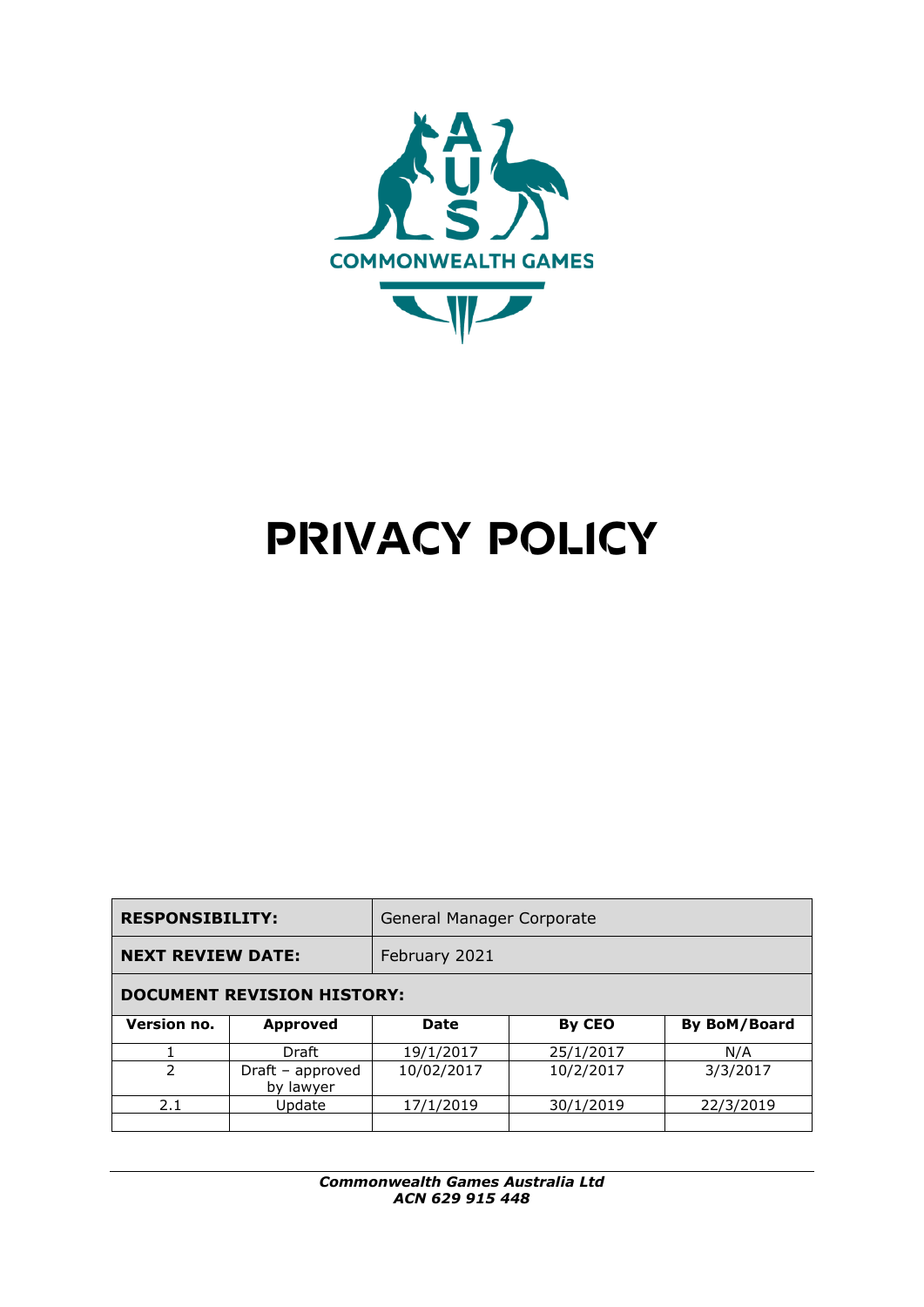AUS COMMONWEALTH GAMES

# PRIVACY POLICY

| **RESPONSIBILITY:** | General Manager Corporate | | | |
|---|---|---|---|---|
| **NEXT REVIEW DATE:** | February 2021 | | | |
| **DOCUMENT REVISION HISTORY:** | | | | |
| **Version no.** | **Approved** | **Date** | **By CEO** | **By BoM/Board** |
| 1 | Draft | 19/1/2017 | 25/1/2017 | N/A |
| 2 | Draft – approved by lawyer | 10/02/2017 | 10/2/2017 | 3/3/2017 |
| 2.1 | Update | 17/1/2019 | 30/1/2019 | 22/3/2019 |
| | | | | |

***Commonwealth Games Australia Ltd***
***ACN 629 915 448***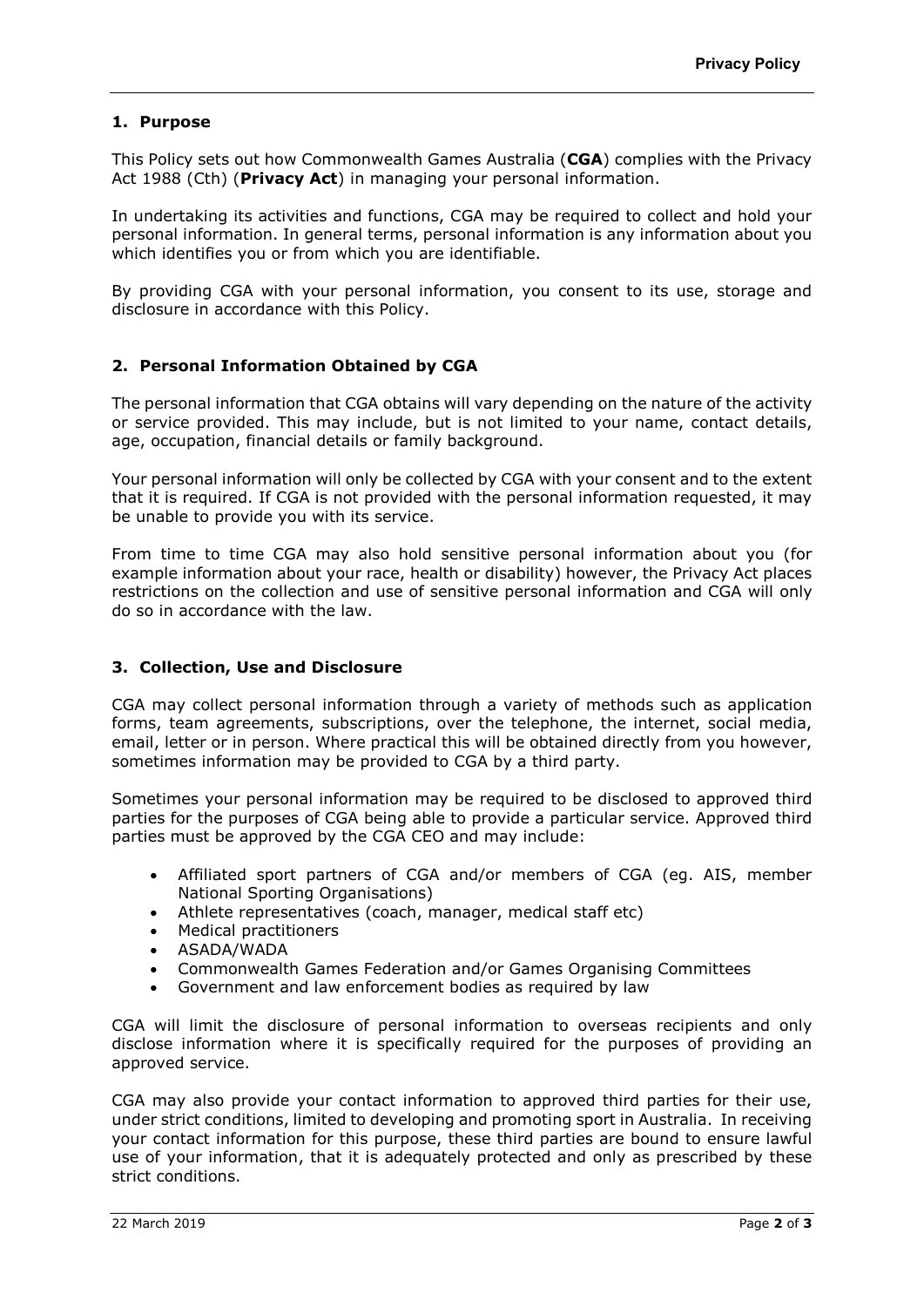## 1. Purpose

This Policy sets out how Commonwealth Games Australia (**CGA**) complies with the Privacy Act 1988 (Cth) (**Privacy Act**) in managing your personal information.

In undertaking its activities and functions, CGA may be required to collect and hold your personal information. In general terms, personal information is any information about you which identifies you or from which you are identifiable.

By providing CGA with your personal information, you consent to its use, storage and disclosure in accordance with this Policy.

## 2. Personal Information Obtained by CGA

The personal information that CGA obtains will vary depending on the nature of the activity or service provided. This may include, but is not limited to your name, contact details, age, occupation, financial details or family background.

Your personal information will only be collected by CGA with your consent and to the extent that it is required. If CGA is not provided with the personal information requested, it may be unable to provide you with its service.

From time to time CGA may also hold sensitive personal information about you (for example information about your race, health or disability) however, the Privacy Act places restrictions on the collection and use of sensitive personal information and CGA will only do so in accordance with the law.

## 3. Collection, Use and Disclosure

CGA may collect personal information through a variety of methods such as application forms, team agreements, subscriptions, over the telephone, the internet, social media, email, letter or in person. Where practical this will be obtained directly from you however, sometimes information may be provided to CGA by a third party.

Sometimes your personal information may be required to be disclosed to approved third parties for the purposes of CGA being able to provide a particular service. Approved third parties must be approved by the CGA CEO and may include:

- Affiliated sport partners of CGA and/or members of CGA (eg. AIS, member National Sporting Organisations)
- Athlete representatives (coach, manager, medical staff etc)
- Medical practitioners
- ASADA/WADA
- Commonwealth Games Federation and/or Games Organising Committees
- Government and law enforcement bodies as required by law

CGA will limit the disclosure of personal information to overseas recipients and only disclose information where it is specifically required for the purposes of providing an approved service.

CGA may also provide your contact information to approved third parties for their use, under strict conditions, limited to developing and promoting sport in Australia. In receiving your contact information for this purpose, these third parties are bound to ensure lawful use of your information, that it is adequately protected and only as prescribed by these strict conditions.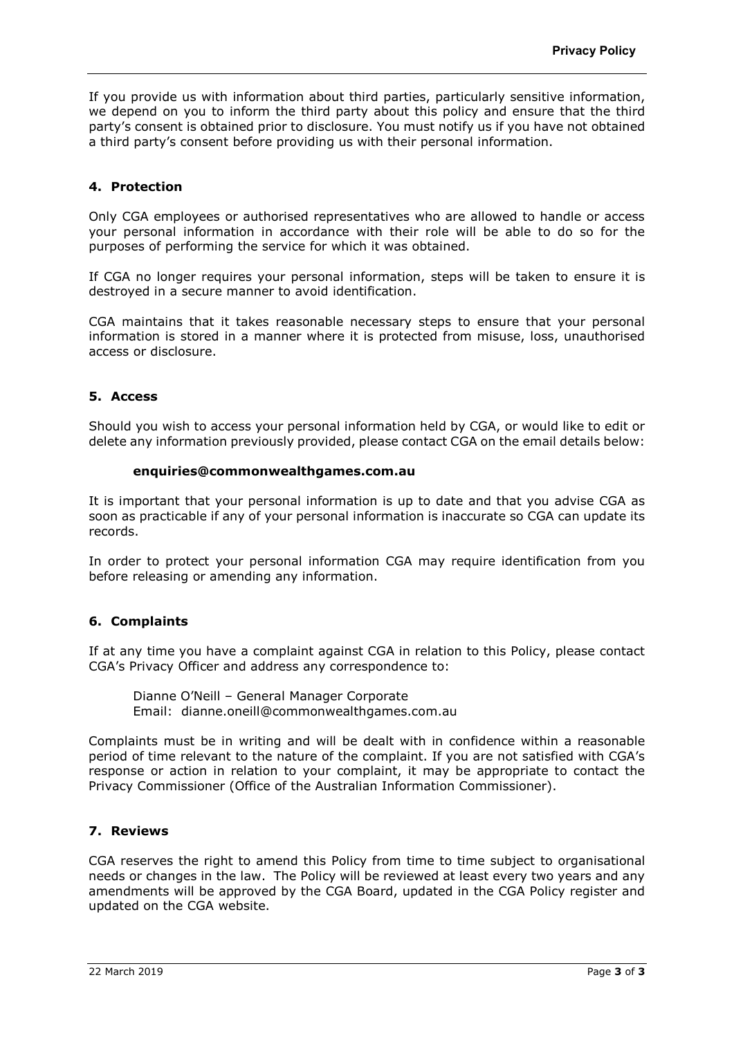If you provide us with information about third parties, particularly sensitive information, we depend on you to inform the third party about this policy and ensure that the third party's consent is obtained prior to disclosure. You must notify us if you have not obtained a third party's consent before providing us with their personal information.

## 4. Protection

Only CGA employees or authorised representatives who are allowed to handle or access your personal information in accordance with their role will be able to do so for the purposes of performing the service for which it was obtained.

If CGA no longer requires your personal information, steps will be taken to ensure it is destroyed in a secure manner to avoid identification.

CGA maintains that it takes reasonable necessary steps to ensure that your personal information is stored in a manner where it is protected from misuse, loss, unauthorised access or disclosure.

## 5. Access

Should you wish to access your personal information held by CGA, or would like to edit or delete any information previously provided, please contact CGA on the email details below:

**enquiries@commonwealthgames.com.au**

It is important that your personal information is up to date and that you advise CGA as soon as practicable if any of your personal information is inaccurate so CGA can update its records.

In order to protect your personal information CGA may require identification from you before releasing or amending any information.

## 6. Complaints

If at any time you have a complaint against CGA in relation to this Policy, please contact CGA's Privacy Officer and address any correspondence to:

Dianne O'Neill – General Manager Corporate
Email: dianne.oneill@commonwealthgames.com.au

Complaints must be in writing and will be dealt with in confidence within a reasonable period of time relevant to the nature of the complaint. If you are not satisfied with CGA's response or action in relation to your complaint, it may be appropriate to contact the Privacy Commissioner (Office of the Australian Information Commissioner).

## 7. Reviews

CGA reserves the right to amend this Policy from time to time subject to organisational needs or changes in the law. The Policy will be reviewed at least every two years and any amendments will be approved by the CGA Board, updated in the CGA Policy register and updated on the CGA website.

22 March 2019